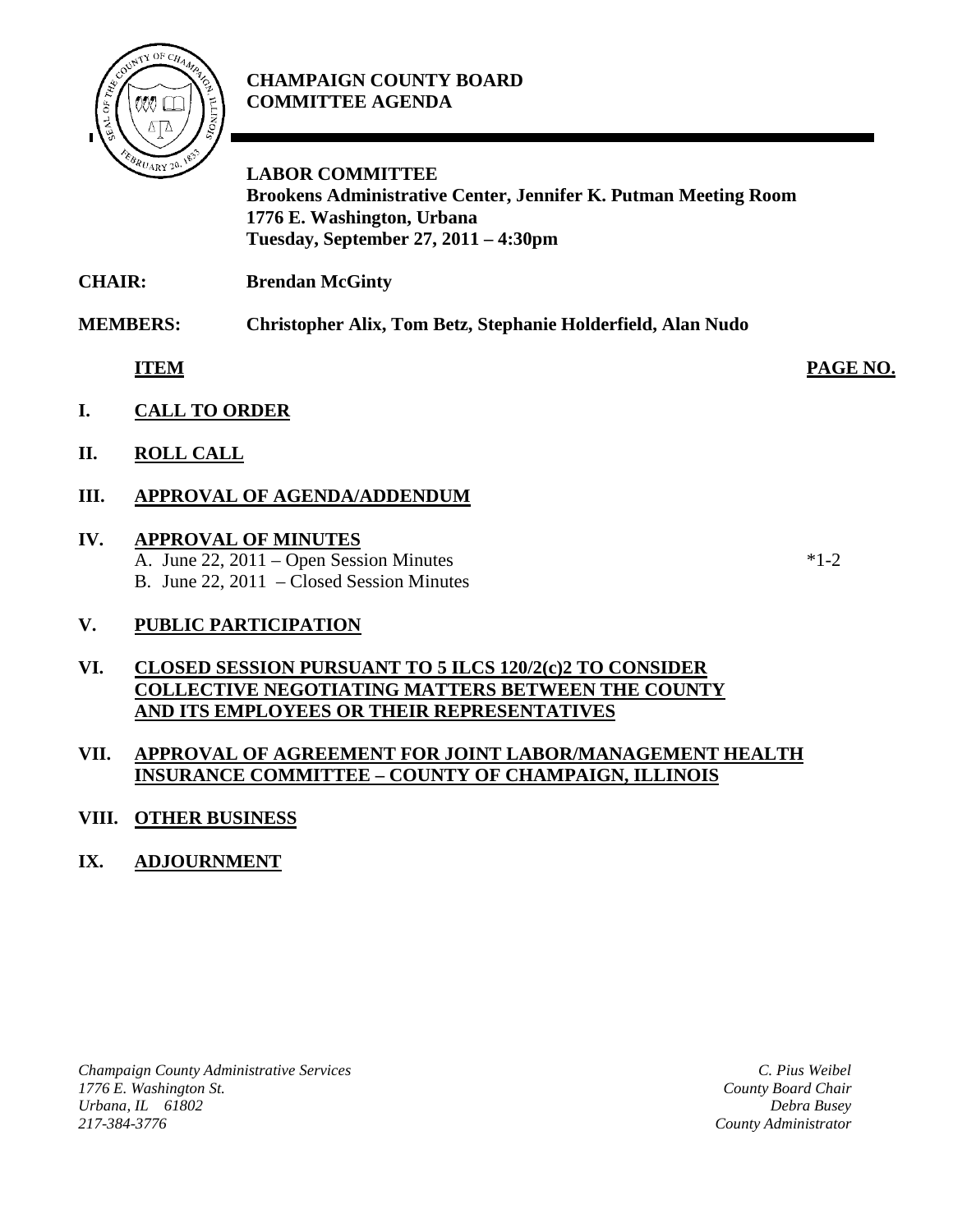# CHAMPAIGN COUNTY BOARD COMMITTEE AGENDA

**LABOR COMMITTEE**
**Brookens Administrative Center, Jennifer K. Putman Meeting Room**
**1776 E. Washington, Urbana**
**Tuesday, September 27, 2011 – 4:30pm**

**CHAIR:** **Brendan McGinty**

**MEMBERS:** **Christopher Alix, Tom Betz, Stephanie Holderfield, Alan Nudo**

| | ITEM | PAGE NO. |
|---|---|---|
| I. | CALL TO ORDER | |
| II. | ROLL CALL | |
| III. | APPROVAL OF AGENDA/ADDENDUM | |
| IV. | APPROVAL OF MINUTES<br>A. June 22, 2011 – Open Session Minutes<br>B. June 22, 2011 – Closed Session Minutes | <br>*1-2<br> |
| V. | PUBLIC PARTICIPATION | |
| VI. | CLOSED SESSION PURSUANT TO 5 ILCS 120/2(c)2 TO CONSIDER COLLECTIVE NEGOTIATING MATTERS BETWEEN THE COUNTY AND ITS EMPLOYEES OR THEIR REPRESENTATIVES | |
| VII. | APPROVAL OF AGREEMENT FOR JOINT LABOR/MANAGEMENT HEALTH INSURANCE COMMITTEE – COUNTY OF CHAMPAIGN, ILLINOIS | |
| VIII. | OTHER BUSINESS | |
| IX. | ADJOURNMENT | |

*Champaign County Administrative Services*
*1776 E. Washington St.*
*Urbana, IL 61802*
*217-384-3776*

*C. Pius Weibel*
*County Board Chair*
*Debra Busey*
*County Administrator*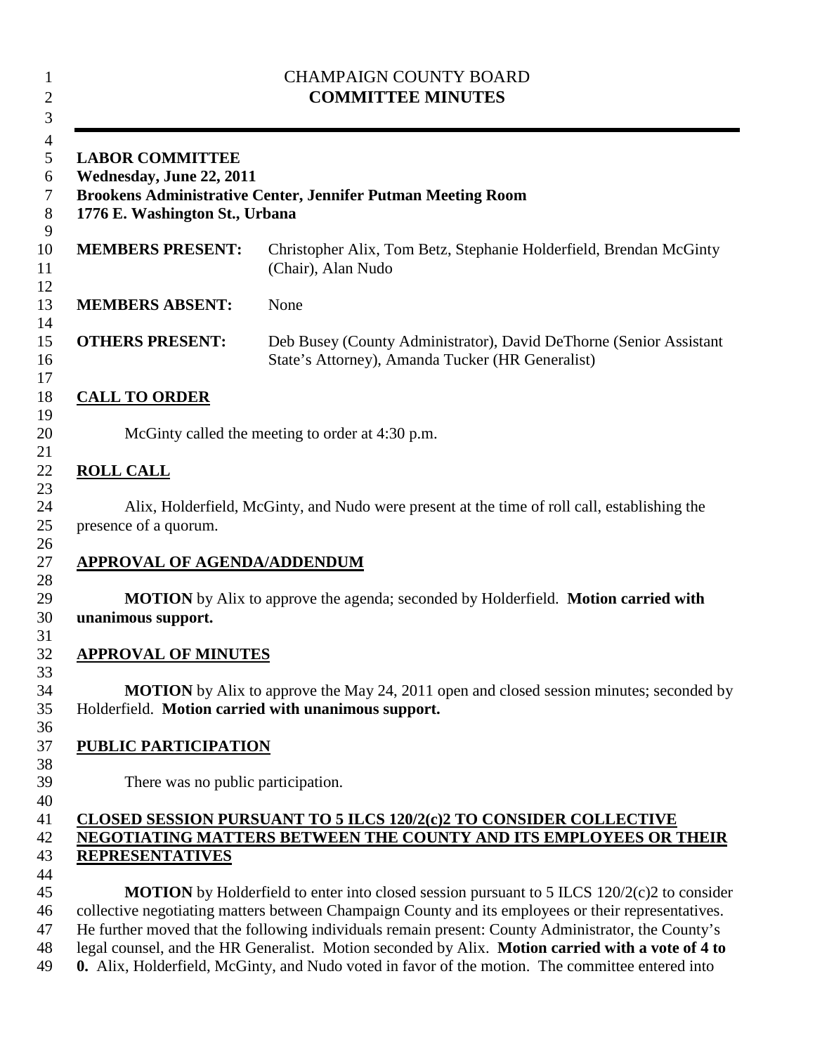CHAMPAIGN COUNTY BOARD
**COMMITTEE MINUTES**

---

**LABOR COMMITTEE**
**Wednesday, June 22, 2011**
**Brookens Administrative Center, Jennifer Putman Meeting Room**
**1776 E. Washington St., Urbana**

| | |
|---|---|
| **MEMBERS PRESENT:** | Christopher Alix, Tom Betz, Stephanie Holderfield, Brendan McGinty (Chair), Alan Nudo |
| **MEMBERS ABSENT:** | None |
| **OTHERS PRESENT:** | Deb Busey (County Administrator), David DeThorne (Senior Assistant State's Attorney), Amanda Tucker (HR Generalist) |

## CALL TO ORDER

McGinty called the meeting to order at 4:30 p.m.

## ROLL CALL

Alix, Holderfield, McGinty, and Nudo were present at the time of roll call, establishing the presence of a quorum.

## APPROVAL OF AGENDA/ADDENDUM

**MOTION** by Alix to approve the agenda; seconded by Holderfield. **Motion carried with unanimous support.**

## APPROVAL OF MINUTES

**MOTION** by Alix to approve the May 24, 2011 open and closed session minutes; seconded by Holderfield. **Motion carried with unanimous support.**

## PUBLIC PARTICIPATION

There was no public participation.

## CLOSED SESSION PURSUANT TO 5 ILCS 120/2(c)2 TO CONSIDER COLLECTIVE NEGOTIATING MATTERS BETWEEN THE COUNTY AND ITS EMPLOYEES OR THEIR REPRESENTATIVES

**MOTION** by Holderfield to enter into closed session pursuant to 5 ILCS 120/2(c)2 to consider collective negotiating matters between Champaign County and its employees or their representatives. He further moved that the following individuals remain present: County Administrator, the County's legal counsel, and the HR Generalist. Motion seconded by Alix. **Motion carried with a vote of 4 to 0.** Alix, Holderfield, McGinty, and Nudo voted in favor of the motion. The committee entered into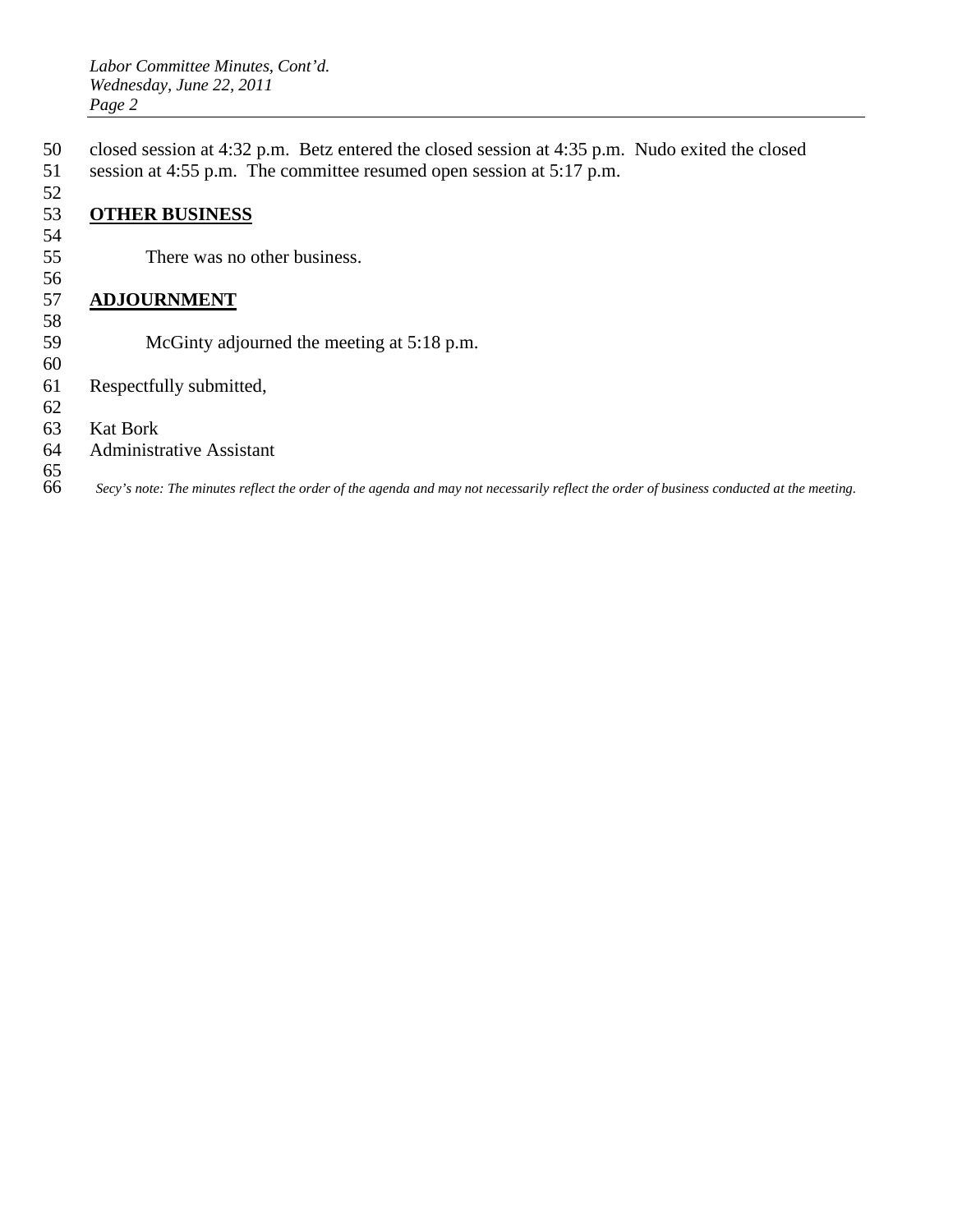closed session at 4:32 p.m. Betz entered the closed session at 4:35 p.m. Nudo exited the closed session at 4:55 p.m. The committee resumed open session at 5:17 p.m.

## OTHER BUSINESS

There was no other business.

## ADJOURNMENT

McGinty adjourned the meeting at 5:18 p.m.

Respectfully submitted,

Kat Bork
Administrative Assistant

*Secy's note: The minutes reflect the order of the agenda and may not necessarily reflect the order of business conducted at the meeting.*